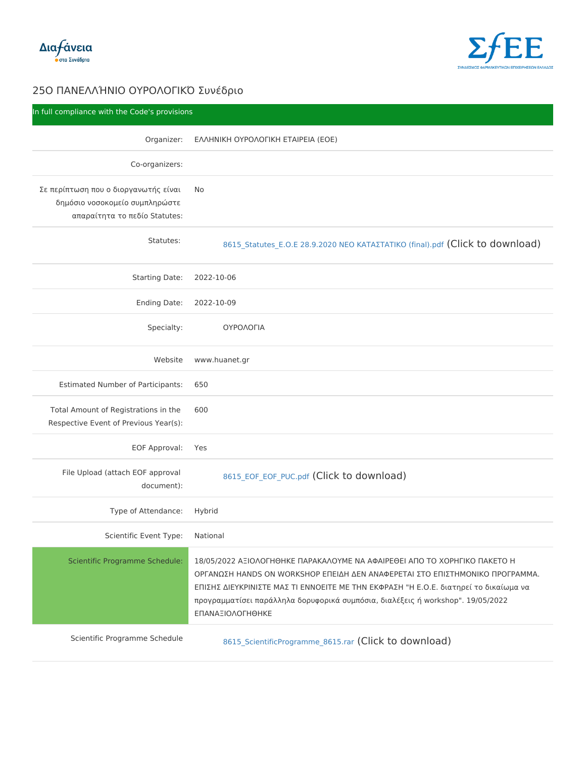# 25Ο ΠΑΝΕΛΛΉΝΙΟ ΟΥΡΟΛΟΓΙΚΌ Συνέδριο

In full compliance with the Code's provisions

| | |
|---|---|
| Organizer: | ΕΛΛΗΝΙΚΗ ΟΥΡΟΛΟΓΙΚΗ ΕΤΑΙΡΕΙΑ (ΕΟΕ) |
| Co-organizers: | |
| Σε περίπτωση που ο διοργανωτής είναι δημόσιο νοσοκομείο συμπληρώστε απαραίτητα το πεδίο Statutes: | No |
| Statutes: | 8615_Statutes_E.O.E 28.9.2020 ΝΕΟ ΚΑΤΑΣΤΑΤΙΚΟ (final).pdf (Click to download) |
| Starting Date: | 2022-10-06 |
| Ending Date: | 2022-10-09 |
| Specialty: | ΟΥΡΟΛΟΓΙΑ |
| Website | www.huanet.gr |
| Estimated Number of Participants: | 650 |
| Total Amount of Registrations in the Respective Event of Previous Year(s): | 600 |
| EOF Approval: | Yes |
| File Upload (attach EOF approval document): | 8615_EOF_EOF_PUC.pdf (Click to download) |
| Type of Attendance: | Hybrid |
| Scientific Event Type: | National |
| Scientific Programme Schedule: | 18/05/2022 ΑΞΙΟΛΟΓΗΘΗΚΕ ΠΑΡΑΚΑΛΟΥΜΕ ΝΑ ΑΦΑΙΡΕΘΕΙ ΑΠΟ ΤΟ ΧΟΡΗΓΙΚΟ ΠΑΚΕΤΟ Η ΟΡΓΑΝΩΣΗ HANDS ON WORKSHOP ΕΠΕΙΔΗ ΔΕΝ ΑΝΑΦΕΡΕΤΑΙ ΣΤΟ ΕΠΙΣΤΗΜΟΝΙΚΟ ΠΡΟΓΡΑΜΜΑ. ΕΠΙΣΗΣ ΔΙΕΥΚΡΙΝΙΣΤΕ ΜΑΣ ΤΙ ΕΝΝΟΕΙΤΕ ΜΕ ΤΗΝ ΕΚΦΡΑΣΗ "Η Ε.Ο.Ε. διατηρεί το δικαίωμα να προγραμματίσει παράλληλα δορυφορικά συμπόσια, διαλέξεις ή workshop". 19/05/2022 ΕΠΑΝΑΞΙΟΛΟΓΗΘΗΚΕ |
| Scientific Programme Schedule | 8615_ScientificProgramme_8615.rar (Click to download) |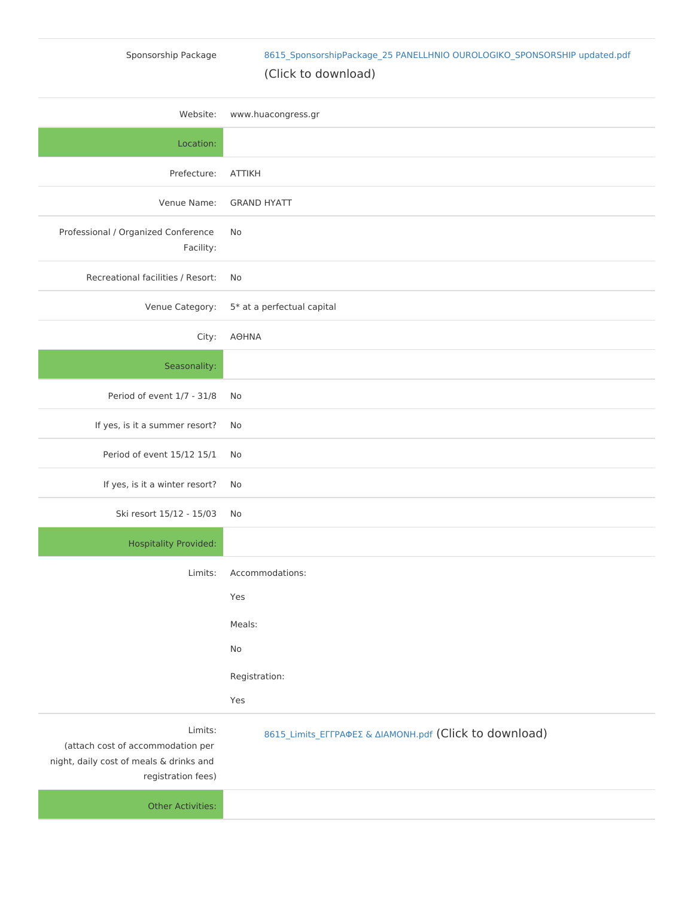| | |
|---|---|
| Sponsorship Package | 8615_SponsorshipPackage_25 PANELLHNIO OUROLOGIKO_SPONSORSHIP updated.pdf (Click to download) |
| Website: | www.huacongress.gr |
| **Location:** | |
| Prefecture: | ATTIKH |
| Venue Name: | GRAND HYATT |
| Professional / Organized Conference Facility: | No |
| Recreational facilities / Resort: | No |
| Venue Category: | 5* at a perfectual capital |
| City: | ΑΘΗΝΑ |
| **Seasonality:** | |
| Period of event 1/7 - 31/8 | No |
| If yes, is it a summer resort? | No |
| Period of event 15/12 15/1 | No |
| If yes, is it a winter resort? | No |
| Ski resort 15/12 - 15/03 | No |
| **Hospitality Provided:** | |
| Limits: | Accommodations: Yes<br>Meals: No<br>Registration: Yes |
| Limits: (attach cost of accommodation per night, daily cost of meals & drinks and registration fees) | 8615_Limits_ΕΓΓΡΑΦΕΣ & ΔΙΑΜΟΝΗ.pdf (Click to download) |
| **Other Activities:** | |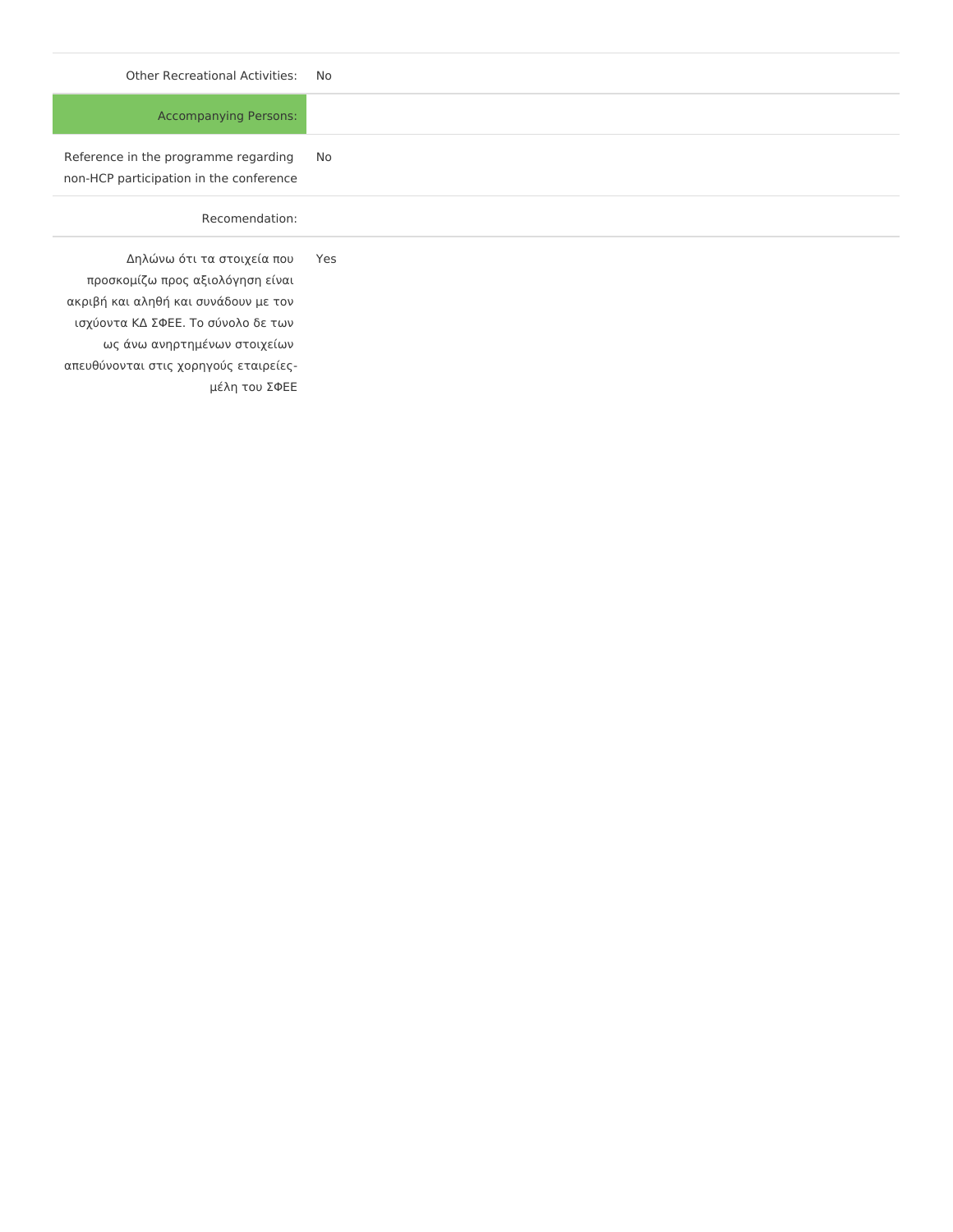| | |
|---|---|
| Other Recreational Activities: | No |
| Accompanying Persons: | |
| Reference in the programme regarding non-HCP participation in the conference | No |
| Recomendation: | |
| Δηλώνω ότι τα στοιχεία που προσκομίζω προς αξιολόγηση είναι ακριβή και αληθή και συνάδουν με τον ισχύοντα ΚΔ ΣΦΕΕ. Το σύνολο δε των ως άνω ανηρτημένων στοιχείων απευθύνονται στις χορηγούς εταιρείες-μέλη του ΣΦΕΕ | Yes |